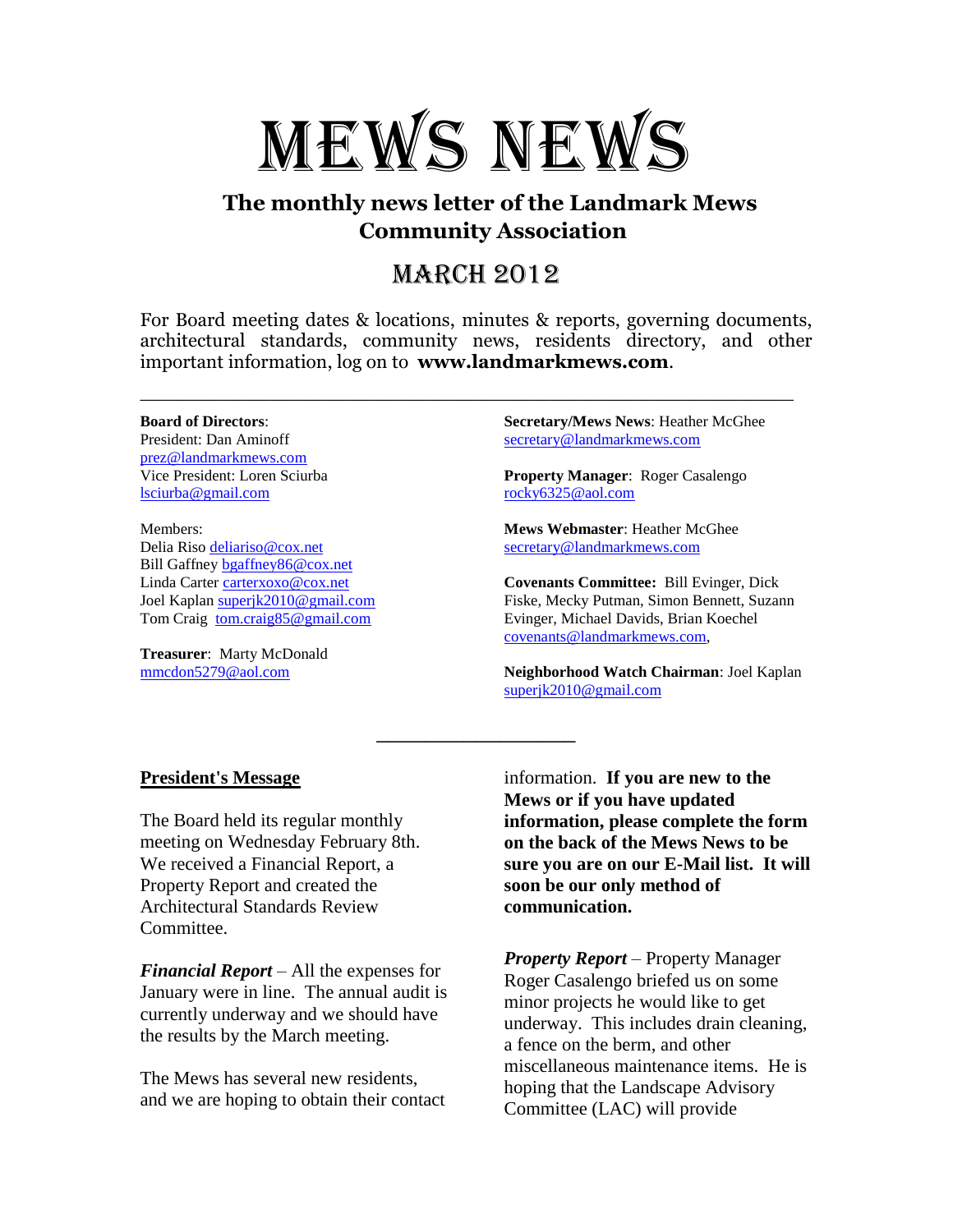# MEWS NEWS

## The monthly news letter of the Landmark Mews Community Association

## MARCH 2012

For Board meeting dates & locations, minutes & reports, governing documents, architectural standards, community news, residents directory, and other important information, log on to **www.landmarkmews.com**.

---

**Board of Directors**:
President: Dan Aminoff
prez@landmarkmews.com
Vice President: Loren Sciurba
lsciurba@gmail.com

Members:
Delia Riso deliariso@cox.net
Bill Gaffney bgaffney86@cox.net
Linda Carter carterxoxo@cox.net
Joel Kaplan superjk2010@gmail.com
Tom Craig tom.craig85@gmail.com

**Treasurer**: Marty McDonald
mmcdon5279@aol.com

**Secretary/Mews News**: Heather McGhee
secretary@landmarkmews.com

**Property Manager**: Roger Casalengo
rocky6325@aol.com

**Mews Webmaster**: Heather McGhee
secretary@landmarkmews.com

**Covenants Committee:** Bill Evinger, Dick Fiske, Mecky Putman, Simon Bennett, Suzann Evinger, Michael Davids, Brian Koechel
covenants@landmarkmews.com,

**Neighborhood Watch Chairman**: Joel Kaplan
superjk2010@gmail.com

---

### President's Message

The Board held its regular monthly meeting on Wednesday February 8th. We received a Financial Report, a Property Report and created the Architectural Standards Review Committee.

***Financial Report*** – All the expenses for January were in line. The annual audit is currently underway and we should have the results by the March meeting.

The Mews has several new residents, and we are hoping to obtain their contact information. **If you are new to the Mews or if you have updated information, please complete the form on the back of the Mews News to be sure you are on our E-Mail list. It will soon be our only method of communication.**

***Property Report*** – Property Manager Roger Casalengo briefed us on some minor projects he would like to get underway. This includes drain cleaning, a fence on the berm, and other miscellaneous maintenance items. He is hoping that the Landscape Advisory Committee (LAC) will provide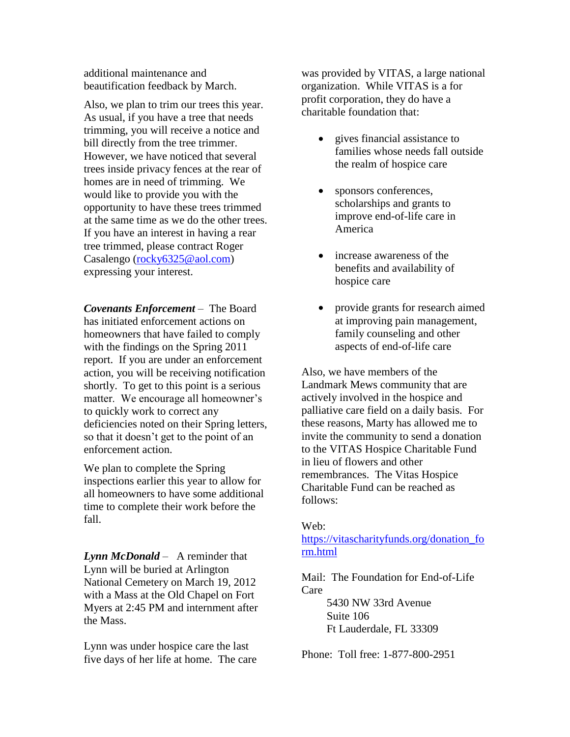additional maintenance and beautification feedback by March.

Also, we plan to trim our trees this year. As usual, if you have a tree that needs trimming, you will receive a notice and bill directly from the tree trimmer. However, we have noticed that several trees inside privacy fences at the rear of homes are in need of trimming. We would like to provide you with the opportunity to have these trees trimmed at the same time as we do the other trees. If you have an interest in having a rear tree trimmed, please contract Roger Casalengo (rocky6325@aol.com) expressing your interest.

***Covenants Enforcement*** – The Board has initiated enforcement actions on homeowners that have failed to comply with the findings on the Spring 2011 report. If you are under an enforcement action, you will be receiving notification shortly. To get to this point is a serious matter. We encourage all homeowner's to quickly work to correct any deficiencies noted on their Spring letters, so that it doesn't get to the point of an enforcement action.

We plan to complete the Spring inspections earlier this year to allow for all homeowners to have some additional time to complete their work before the fall.

***Lynn McDonald*** – A reminder that Lynn will be buried at Arlington National Cemetery on March 19, 2012 with a Mass at the Old Chapel on Fort Myers at 2:45 PM and internment after the Mass.

Lynn was under hospice care the last five days of her life at home. The care was provided by VITAS, a large national organization. While VITAS is a for profit corporation, they do have a charitable foundation that:

- gives financial assistance to families whose needs fall outside the realm of hospice care
- sponsors conferences, scholarships and grants to improve end-of-life care in America
- increase awareness of the benefits and availability of hospice care
- provide grants for research aimed at improving pain management, family counseling and other aspects of end-of-life care

Also, we have members of the Landmark Mews community that are actively involved in the hospice and palliative care field on a daily basis. For these reasons, Marty has allowed me to invite the community to send a donation to the VITAS Hospice Charitable Fund in lieu of flowers and other remembrances. The Vitas Hospice Charitable Fund can be reached as follows:

Web: https://vitascharityfunds.org/donation_form.html

Mail: The Foundation for End-of-Life Care
5430 NW 33rd Avenue
Suite 106
Ft Lauderdale, FL 33309

Phone: Toll free: 1-877-800-2951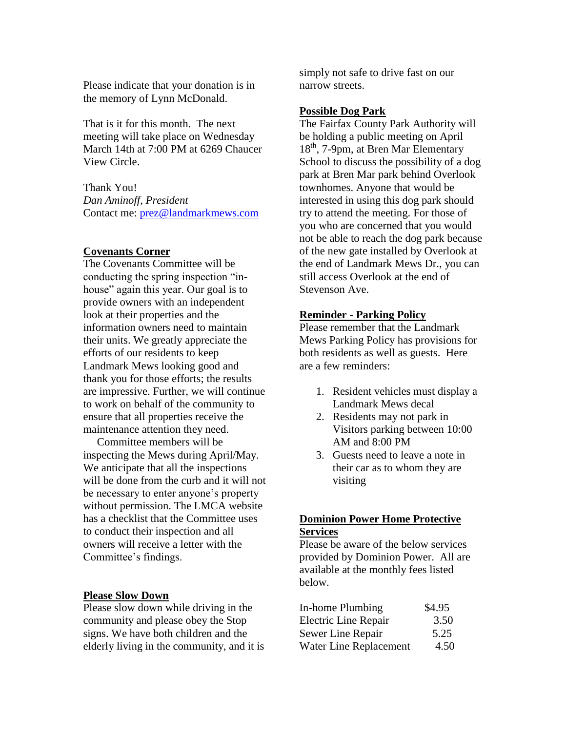Please indicate that your donation is in the memory of Lynn McDonald.

That is it for this month. The next meeting will take place on Wednesday March 14th at 7:00 PM at 6269 Chaucer View Circle.

Thank You!
*Dan Aminoff, President*
Contact me: prez@landmarkmews.com

## Covenants Corner

The Covenants Committee will be conducting the spring inspection "in-house" again this year. Our goal is to provide owners with an independent look at their properties and the information owners need to maintain their units. We greatly appreciate the efforts of our residents to keep Landmark Mews looking good and thank you for those efforts; the results are impressive. Further, we will continue to work on behalf of the community to ensure that all properties receive the maintenance attention they need.

Committee members will be inspecting the Mews during April/May. We anticipate that all the inspections will be done from the curb and it will not be necessary to enter anyone's property without permission. The LMCA website has a checklist that the Committee uses to conduct their inspection and all owners will receive a letter with the Committee's findings.

## Please Slow Down

Please slow down while driving in the community and please obey the Stop signs. We have both children and the elderly living in the community, and it is simply not safe to drive fast on our narrow streets.

## Possible Dog Park

The Fairfax County Park Authority will be holding a public meeting on April 18th, 7-9pm, at Bren Mar Elementary School to discuss the possibility of a dog park at Bren Mar park behind Overlook townhomes. Anyone that would be interested in using this dog park should try to attend the meeting. For those of you who are concerned that you would not be able to reach the dog park because of the new gate installed by Overlook at the end of Landmark Mews Dr., you can still access Overlook at the end of Stevenson Ave.

## Reminder - Parking Policy

Please remember that the Landmark Mews Parking Policy has provisions for both residents as well as guests. Here are a few reminders:

1. Resident vehicles must display a Landmark Mews decal
2. Residents may not park in Visitors parking between 10:00 AM and 8:00 PM
3. Guests need to leave a note in their car as to whom they are visiting

## Dominion Power Home Protective Services

Please be aware of the below services provided by Dominion Power. All are available at the monthly fees listed below.

| Service | Fee |
|---|---|
| In-home Plumbing | $4.95 |
| Electric Line Repair | 3.50 |
| Sewer Line Repair | 5.25 |
| Water Line Replacement | 4.50 |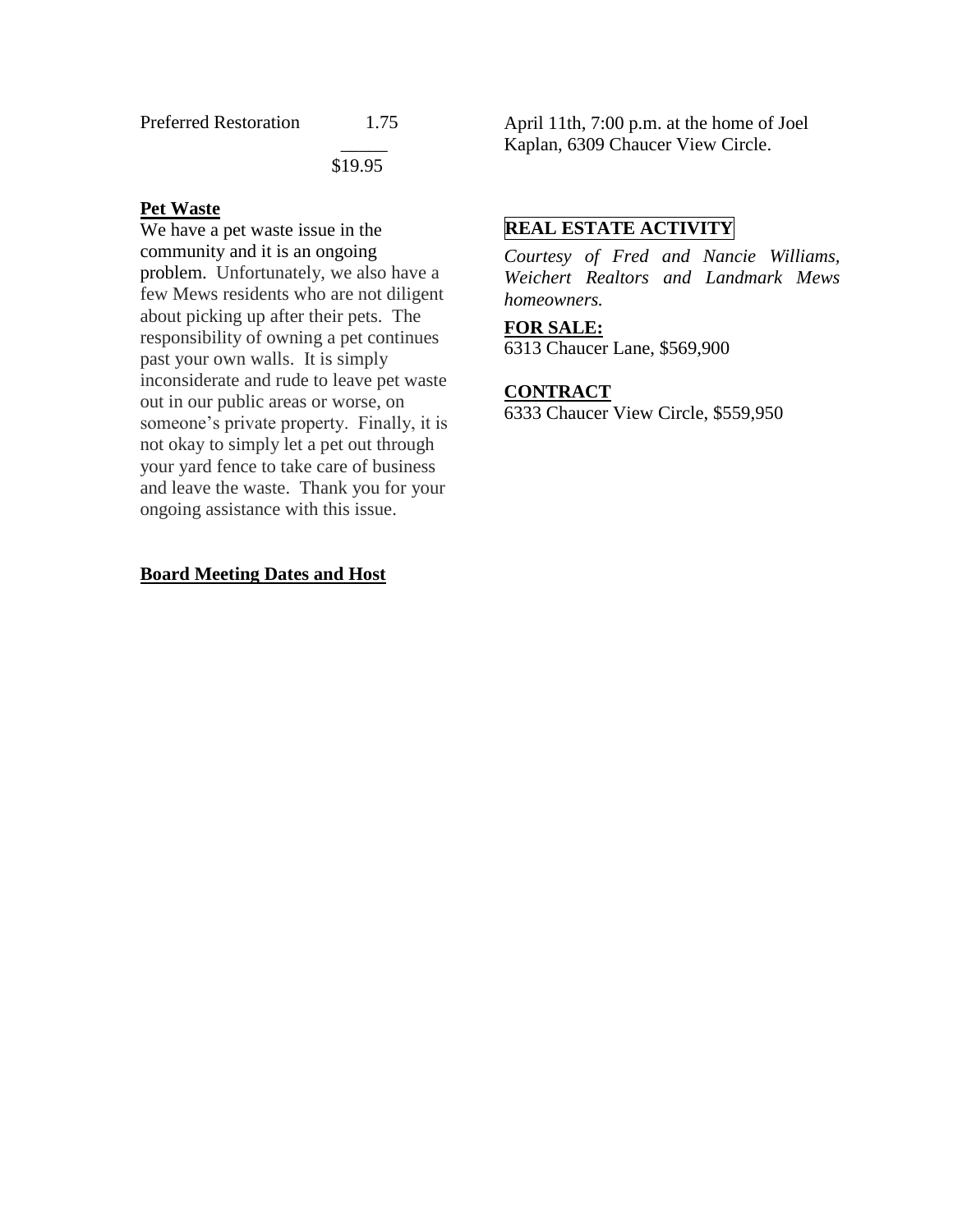| | |
|---|---|
| Preferred Restoration | 1.75 |
| | $19.95 |

**Pet Waste**

We have a pet waste issue in the community and it is an ongoing problem. Unfortunately, we also have a few Mews residents who are not diligent about picking up after their pets. The responsibility of owning a pet continues past your own walls. It is simply inconsiderate and rude to leave pet waste out in our public areas or worse, on someone's private property. Finally, it is not okay to simply let a pet out through your yard fence to take care of business and leave the waste. Thank you for your ongoing assistance with this issue.

**Board Meeting Dates and Host**

April 11th, 7:00 p.m. at the home of Joel Kaplan, 6309 Chaucer View Circle.

**REAL ESTATE ACTIVITY**

*Courtesy of Fred and Nancie Williams, Weichert Realtors and Landmark Mews homeowners.*

**FOR SALE:**

6313 Chaucer Lane, $569,900

**CONTRACT**

6333 Chaucer View Circle, $559,950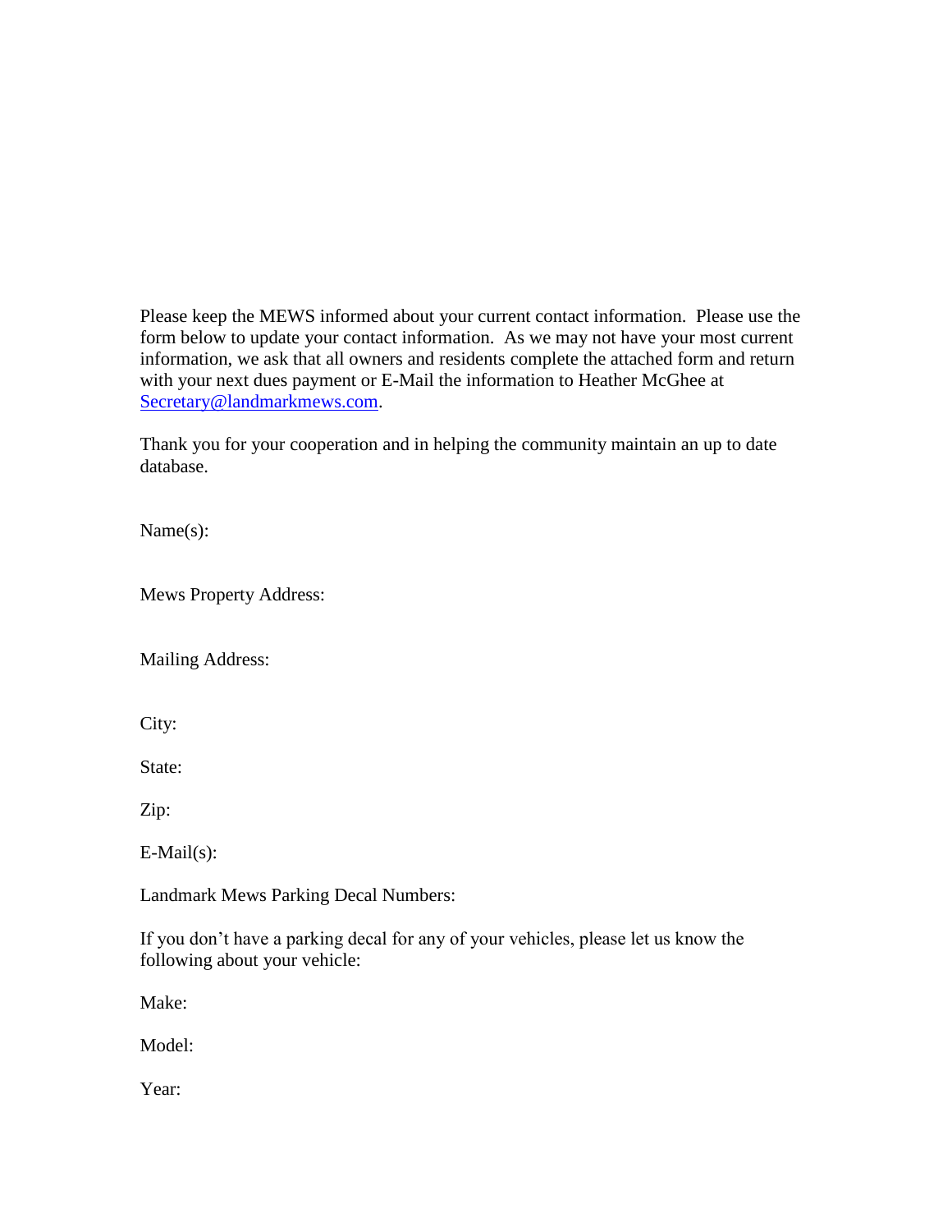Please keep the MEWS informed about your current contact information. Please use the form below to update your contact information. As we may not have your most current information, we ask that all owners and residents complete the attached form and return with your next dues payment or E-Mail the information to Heather McGhee at Secretary@landmarkmews.com.

Thank you for your cooperation and in helping the community maintain an up to date database.

Name(s):

Mews Property Address:

Mailing Address:

City:

State:

Zip:

E-Mail(s):

Landmark Mews Parking Decal Numbers:

If you don't have a parking decal for any of your vehicles, please let us know the following about your vehicle:

Make:

Model:

Year: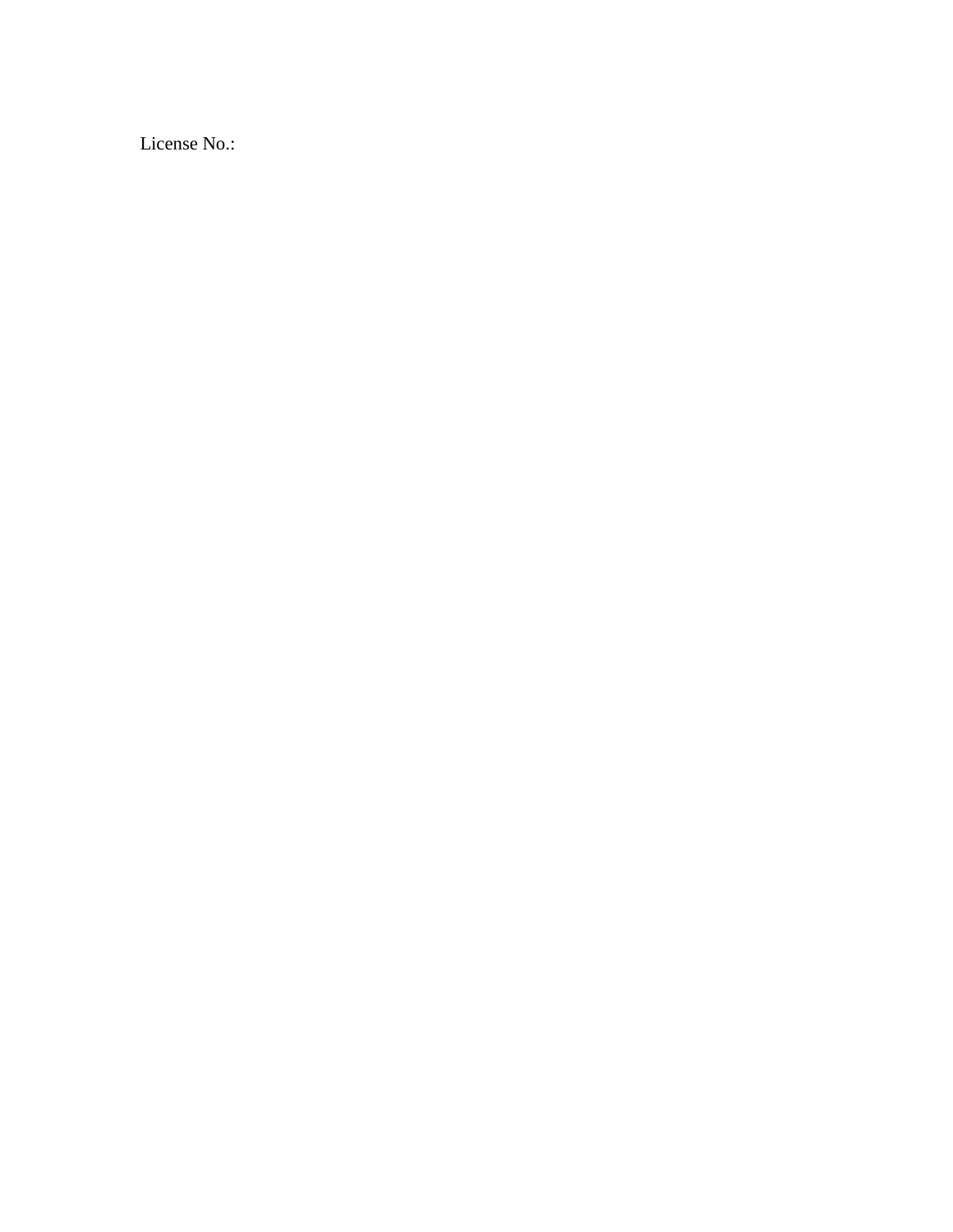License No.: